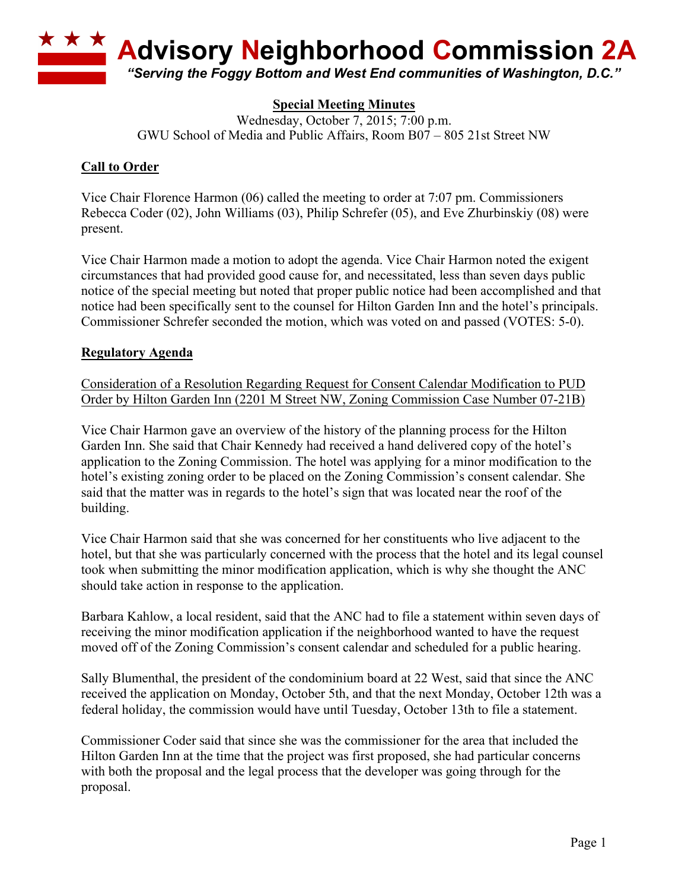# Advisory Neighborhood Commission 2A

*"Serving the Foggy Bottom and West End communities of Washington, D.C."*

**Special Meeting Minutes**

Wednesday, October 7, 2015; 7:00 p.m.
GWU School of Media and Public Affairs, Room B07 – 805 21st Street NW

## Call to Order

Vice Chair Florence Harmon (06) called the meeting to order at 7:07 pm. Commissioners Rebecca Coder (02), John Williams (03), Philip Schrefer (05), and Eve Zhurbinskiy (08) were present.

Vice Chair Harmon made a motion to adopt the agenda. Vice Chair Harmon noted the exigent circumstances that had provided good cause for, and necessitated, less than seven days public notice of the special meeting but noted that proper public notice had been accomplished and that notice had been specifically sent to the counsel for Hilton Garden Inn and the hotel's principals. Commissioner Schrefer seconded the motion, which was voted on and passed (VOTES: 5-0).

## Regulatory Agenda

### Consideration of a Resolution Regarding Request for Consent Calendar Modification to PUD Order by Hilton Garden Inn (2201 M Street NW, Zoning Commission Case Number 07-21B)

Vice Chair Harmon gave an overview of the history of the planning process for the Hilton Garden Inn. She said that Chair Kennedy had received a hand delivered copy of the hotel's application to the Zoning Commission. The hotel was applying for a minor modification to the hotel's existing zoning order to be placed on the Zoning Commission's consent calendar. She said that the matter was in regards to the hotel's sign that was located near the roof of the building.

Vice Chair Harmon said that she was concerned for her constituents who live adjacent to the hotel, but that she was particularly concerned with the process that the hotel and its legal counsel took when submitting the minor modification application, which is why she thought the ANC should take action in response to the application.

Barbara Kahlow, a local resident, said that the ANC had to file a statement within seven days of receiving the minor modification application if the neighborhood wanted to have the request moved off of the Zoning Commission's consent calendar and scheduled for a public hearing.

Sally Blumenthal, the president of the condominium board at 22 West, said that since the ANC received the application on Monday, October 5th, and that the next Monday, October 12th was a federal holiday, the commission would have until Tuesday, October 13th to file a statement.

Commissioner Coder said that since she was the commissioner for the area that included the Hilton Garden Inn at the time that the project was first proposed, she had particular concerns with both the proposal and the legal process that the developer was going through for the proposal.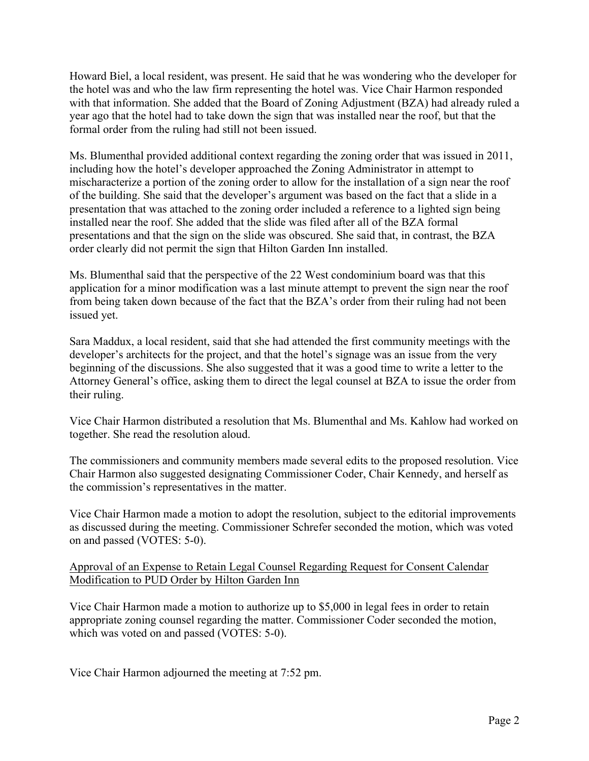Howard Biel, a local resident, was present. He said that he was wondering who the developer for the hotel was and who the law firm representing the hotel was. Vice Chair Harmon responded with that information. She added that the Board of Zoning Adjustment (BZA) had already ruled a year ago that the hotel had to take down the sign that was installed near the roof, but that the formal order from the ruling had still not been issued.

Ms. Blumenthal provided additional context regarding the zoning order that was issued in 2011, including how the hotel's developer approached the Zoning Administrator in attempt to mischaracterize a portion of the zoning order to allow for the installation of a sign near the roof of the building. She said that the developer's argument was based on the fact that a slide in a presentation that was attached to the zoning order included a reference to a lighted sign being installed near the roof. She added that the slide was filed after all of the BZA formal presentations and that the sign on the slide was obscured. She said that, in contrast, the BZA order clearly did not permit the sign that Hilton Garden Inn installed.

Ms. Blumenthal said that the perspective of the 22 West condominium board was that this application for a minor modification was a last minute attempt to prevent the sign near the roof from being taken down because of the fact that the BZA's order from their ruling had not been issued yet.

Sara Maddux, a local resident, said that she had attended the first community meetings with the developer's architects for the project, and that the hotel's signage was an issue from the very beginning of the discussions. She also suggested that it was a good time to write a letter to the Attorney General's office, asking them to direct the legal counsel at BZA to issue the order from their ruling.

Vice Chair Harmon distributed a resolution that Ms. Blumenthal and Ms. Kahlow had worked on together. She read the resolution aloud.

The commissioners and community members made several edits to the proposed resolution. Vice Chair Harmon also suggested designating Commissioner Coder, Chair Kennedy, and herself as the commission's representatives in the matter.

Vice Chair Harmon made a motion to adopt the resolution, subject to the editorial improvements as discussed during the meeting. Commissioner Schrefer seconded the motion, which was voted on and passed (VOTES: 5-0).

Approval of an Expense to Retain Legal Counsel Regarding Request for Consent Calendar Modification to PUD Order by Hilton Garden Inn

Vice Chair Harmon made a motion to authorize up to $5,000 in legal fees in order to retain appropriate zoning counsel regarding the matter. Commissioner Coder seconded the motion, which was voted on and passed (VOTES: 5-0).

Vice Chair Harmon adjourned the meeting at 7:52 pm.